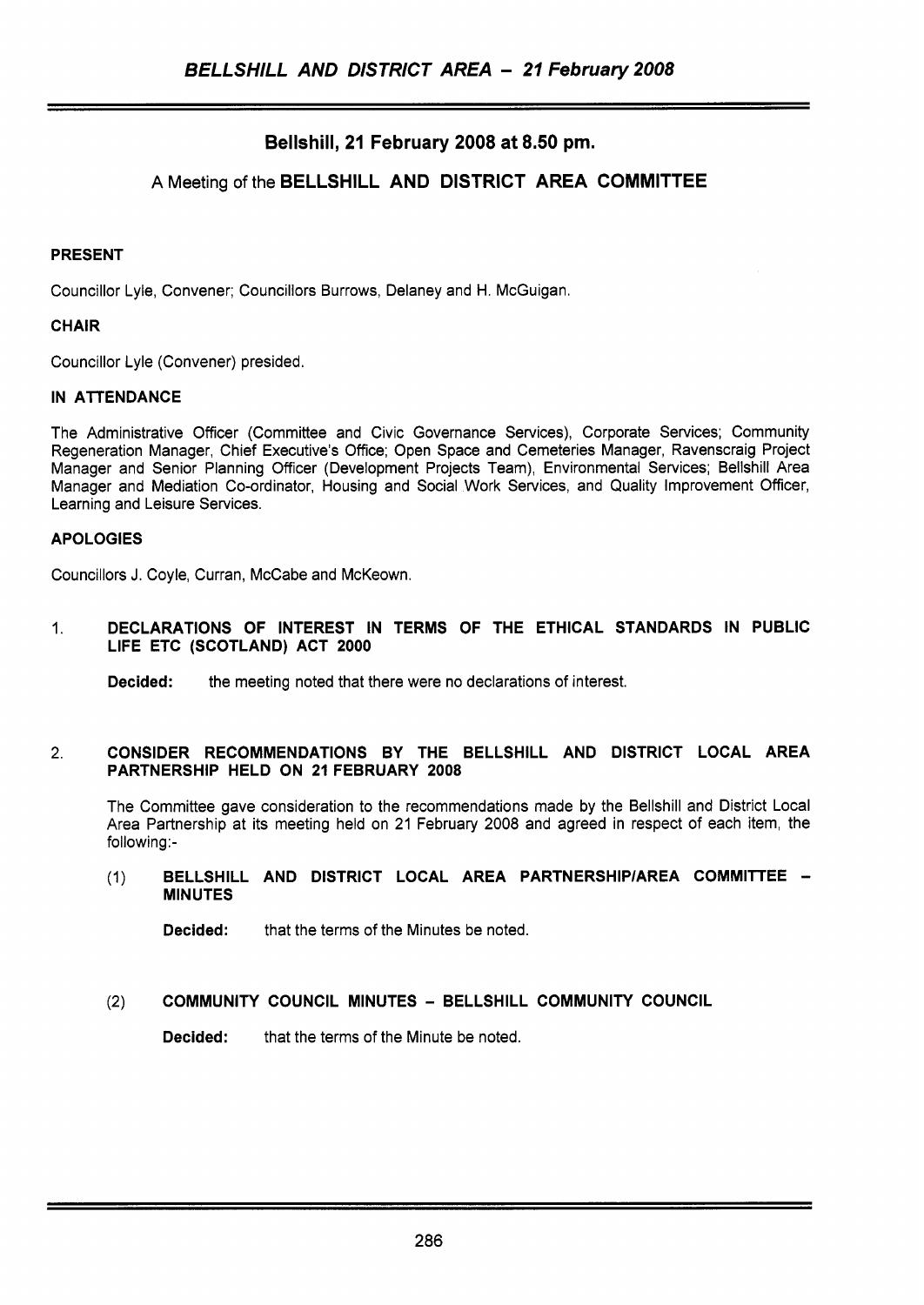## Bellshill, 21 February 2008 at 8.50 pm.

### A Meeting of the BELLSHILL AND DISTRICT AREA COMMITTEE

**PRESENT**

Councillor Lyle, Convener; Councillors Burrows, Delaney and H. McGuigan.

**CHAIR**

Councillor Lyle (Convener) presided.

**IN ATTENDANCE**

The Administrative Officer (Committee and Civic Governance Services), Corporate Services; Community Regeneration Manager, Chief Executive's Office; Open Space and Cemeteries Manager, Ravenscraig Project Manager and Senior Planning Officer (Development Projects Team), Environmental Services; Bellshill Area Manager and Mediation Co-ordinator, Housing and Social Work Services, and Quality Improvement Officer, Learning and Leisure Services.

**APOLOGIES**

Councillors J. Coyle, Curran, McCabe and McKeown.

1. **DECLARATIONS OF INTEREST IN TERMS OF THE ETHICAL STANDARDS IN PUBLIC LIFE ETC (SCOTLAND) ACT 2000**

   **Decided:** the meeting noted that there were no declarations of interest.

2. **CONSIDER RECOMMENDATIONS BY THE BELLSHILL AND DISTRICT LOCAL AREA PARTNERSHIP HELD ON 21 FEBRUARY 2008**

   The Committee gave consideration to the recommendations made by the Bellshill and District Local Area Partnership at its meeting held on 21 February 2008 and agreed in respect of each item, the following:-

   (1) **BELLSHILL AND DISTRICT LOCAL AREA PARTNERSHIP/AREA COMMITTEE – MINUTES**

   **Decided:** that the terms of the Minutes be noted.

   (2) **COMMUNITY COUNCIL MINUTES – BELLSHILL COMMUNITY COUNCIL**

   **Decided:** that the terms of the Minute be noted.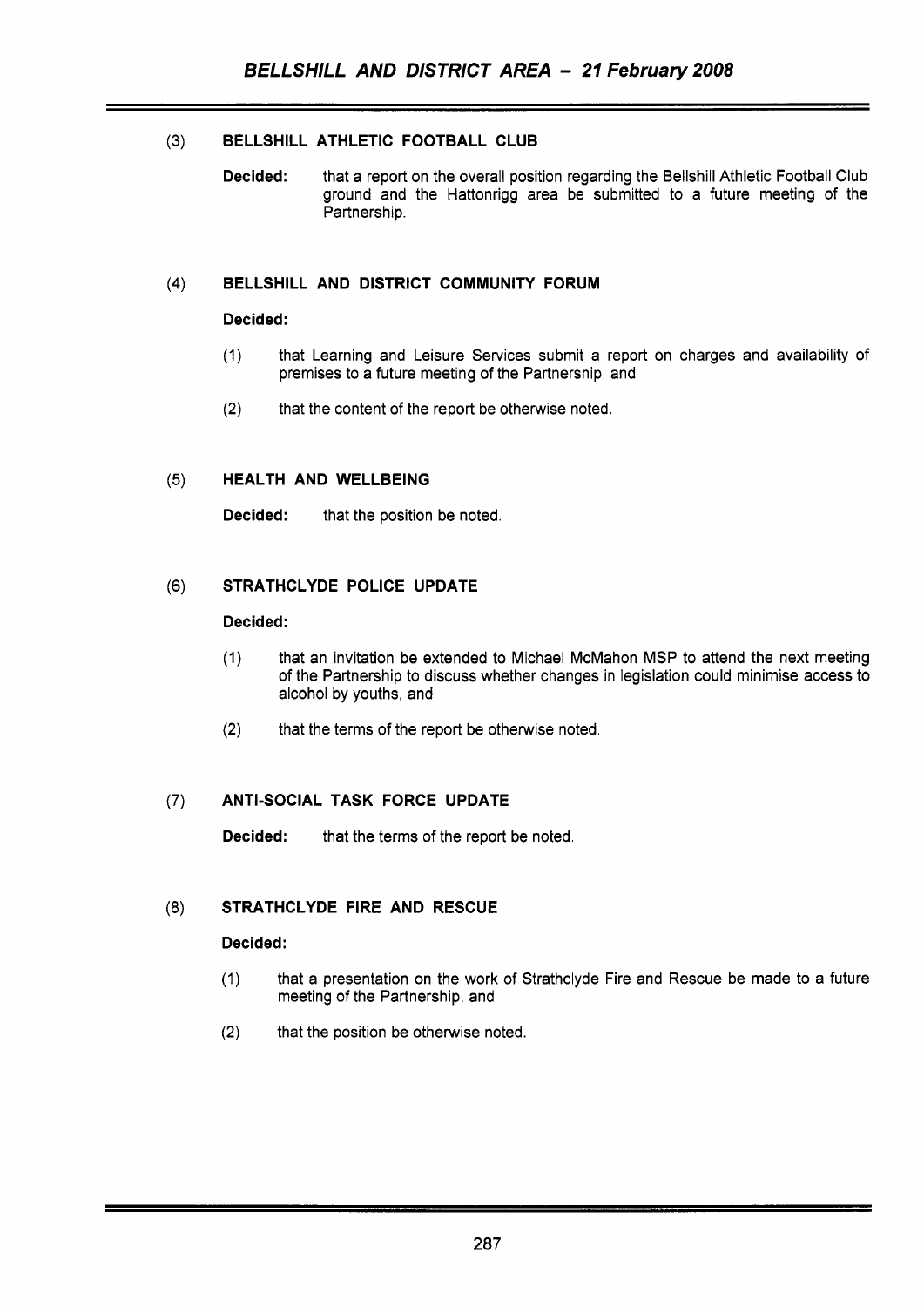(3) **BELLSHILL ATHLETIC FOOTBALL CLUB**

**Decided:** that a report on the overall position regarding the Bellshill Athletic Football Club ground and the Hattonrigg area be submitted to a future meeting of the Partnership.

(4) **BELLSHILL AND DISTRICT COMMUNITY FORUM**

**Decided:**

(1) that Learning and Leisure Services submit a report on charges and availability of premises to a future meeting of the Partnership, and

(2) that the content of the report be otherwise noted.

(5) **HEALTH AND WELLBEING**

**Decided:** that the position be noted.

(6) **STRATHCLYDE POLICE UPDATE**

**Decided:**

(1) that an invitation be extended to Michael McMahon MSP to attend the next meeting of the Partnership to discuss whether changes in legislation could minimise access to alcohol by youths, and

(2) that the terms of the report be otherwise noted.

(7) **ANTI-SOCIAL TASK FORCE UPDATE**

**Decided:** that the terms of the report be noted.

(8) **STRATHCLYDE FIRE AND RESCUE**

**Decided:**

(1) that a presentation on the work of Strathclyde Fire and Rescue be made to a future meeting of the Partnership, and

(2) that the position be otherwise noted.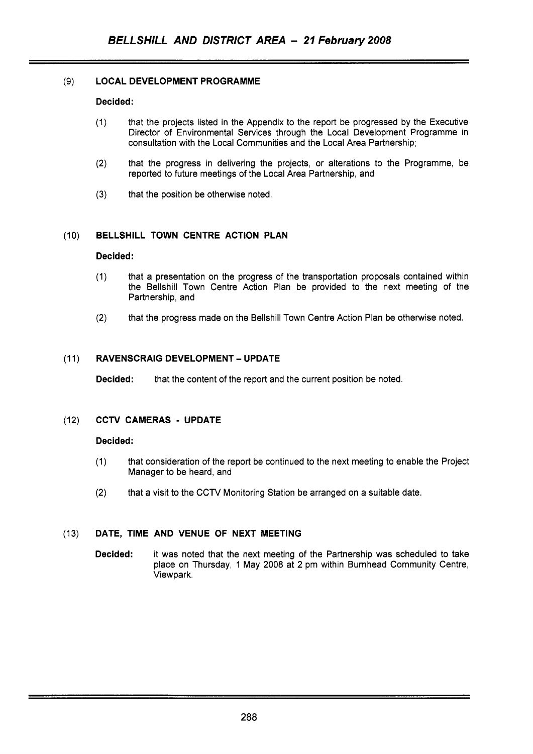## (9) LOCAL DEVELOPMENT PROGRAMME

**Decided:**

(1) that the projects listed in the Appendix to the report be progressed by the Executive Director of Environmental Services through the Local Development Programme in consultation with the Local Communities and the Local Area Partnership;

(2) that the progress in delivering the projects, or alterations to the Programme, be reported to future meetings of the Local Area Partnership, and

(3) that the position be otherwise noted.

## (10) BELLSHILL TOWN CENTRE ACTION PLAN

**Decided:**

(1) that a presentation on the progress of the transportation proposals contained within the Bellshill Town Centre Action Plan be provided to the next meeting of the Partnership, and

(2) that the progress made on the Bellshill Town Centre Action Plan be otherwise noted.

## (11) RAVENSCRAIG DEVELOPMENT – UPDATE

**Decided:** that the content of the report and the current position be noted.

## (12) CCTV CAMERAS - UPDATE

**Decided:**

(1) that consideration of the report be continued to the next meeting to enable the Project Manager to be heard, and

(2) that a visit to the CCTV Monitoring Station be arranged on a suitable date.

## (13) DATE, TIME AND VENUE OF NEXT MEETING

**Decided:** it was noted that the next meeting of the Partnership was scheduled to take place on Thursday, 1 May 2008 at 2 pm within Burnhead Community Centre, Viewpark.